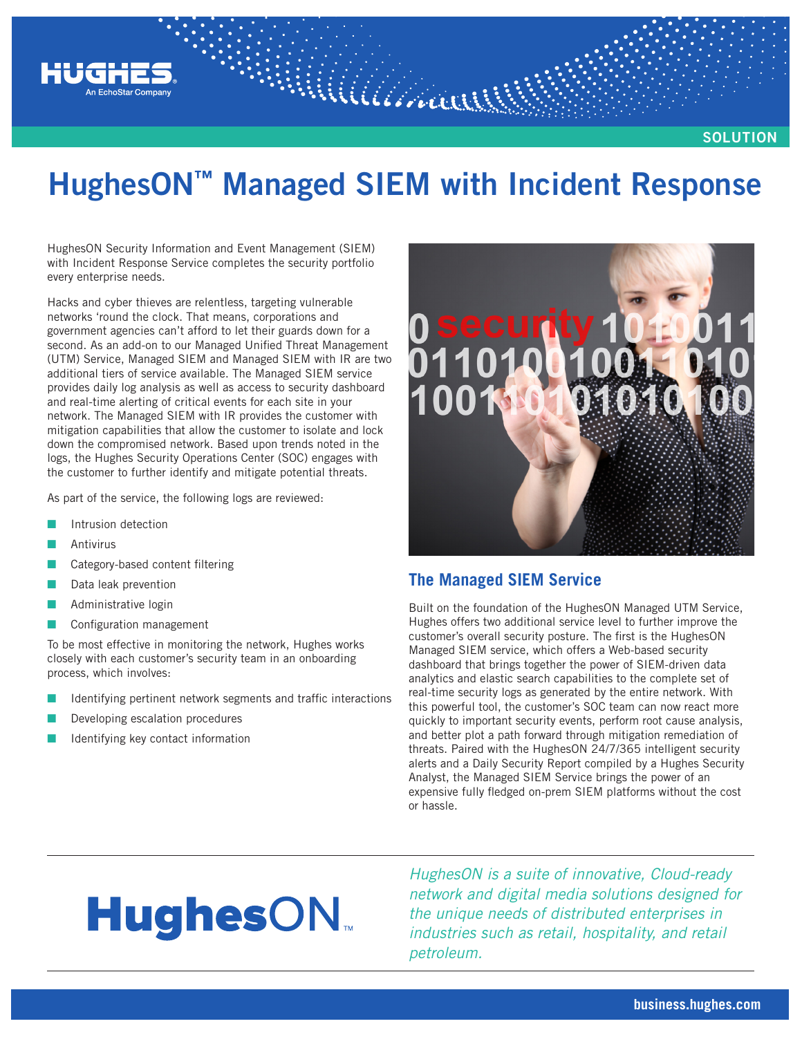# HughesON™ Managed SIEM with Incident Response

HughesON Security Information and Event Management (SIEM) with Incident Response Service completes the security portfolio every enterprise needs.

Hacks and cyber thieves are relentless, targeting vulnerable networks 'round the clock. That means, corporations and government agencies can't afford to let their guards down for a second. As an add-on to our Managed Unified Threat Management (UTM) Service, Managed SIEM and Managed SIEM with IR are two additional tiers of service available. The Managed SIEM service provides daily log analysis as well as access to security dashboard and real-time alerting of critical events for each site in your network. The Managed SIEM with IR provides the customer with mitigation capabilities that allow the customer to isolate and lock down the compromised network. Based upon trends noted in the logs, the Hughes Security Operations Center (SOC) engages with the customer to further identify and mitigate potential threats.

As part of the service, the following logs are reviewed:

- Intrusion detection
- Antivirus
- Category-based content filtering
- Data leak prevention
- Administrative login
- Configuration management

To be most effective in monitoring the network, Hughes works closely with each customer's security team in an onboarding process, which involves:

- Identifying pertinent network segments and traffic interactions
- Developing escalation procedures
- Identifying key contact information

## The Managed SIEM Service

Built on the foundation of the HughesON Managed UTM Service, Hughes offers two additional service level to further improve the customer's overall security posture. The first is the HughesON Managed SIEM service, which offers a Web-based security dashboard that brings together the power of SIEM-driven data analytics and elastic search capabilities to the complete set of real-time security logs as generated by the entire network. With this powerful tool, the customer's SOC team can now react more quickly to important security events, perform root cause analysis, and better plot a path forward through mitigation remediation of threats. Paired with the HughesON 24/7/365 intelligent security alerts and a Daily Security Report compiled by a Hughes Security Analyst, the Managed SIEM Service brings the power of an expensive fully fledged on-prem SIEM platforms without the cost or hassle.

*HughesON is a suite of innovative, Cloud-ready network and digital media solutions designed for the unique needs of distributed enterprises in industries such as retail, hospitality, and retail petroleum.*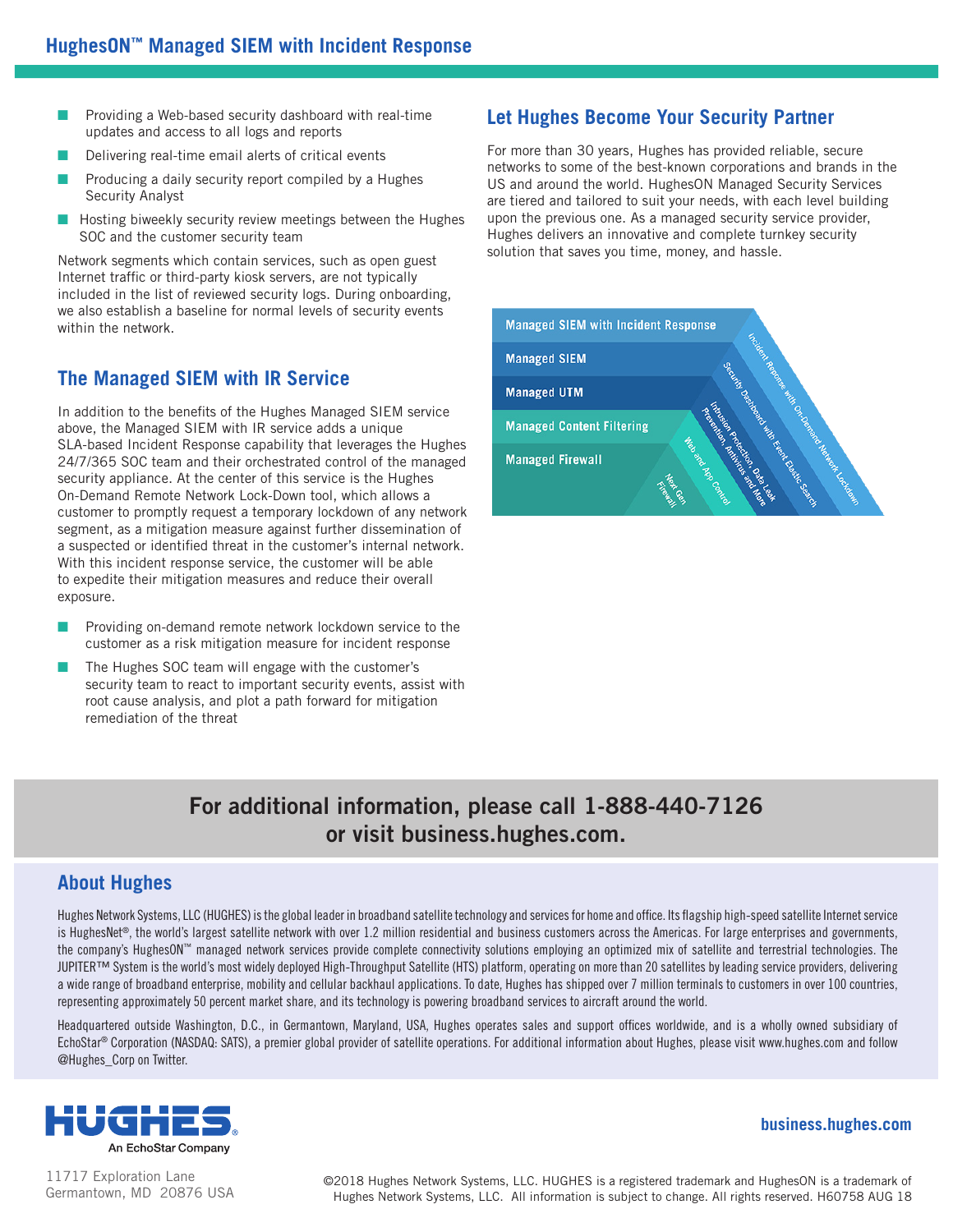- Providing a Web-based security dashboard with real-time updates and access to all logs and reports
- Delivering real-time email alerts of critical events
- Producing a daily security report compiled by a Hughes Security Analyst
- Hosting biweekly security review meetings between the Hughes SOC and the customer security team

Network segments which contain services, such as open guest Internet traffic or third-party kiosk servers, are not typically included in the list of reviewed security logs. During onboarding, we also establish a baseline for normal levels of security events within the network.

## The Managed SIEM with IR Service

In addition to the benefits of the Hughes Managed SIEM service above, the Managed SIEM with IR service adds a unique SLA-based Incident Response capability that leverages the Hughes 24/7/365 SOC team and their orchestrated control of the managed security appliance. At the center of this service is the Hughes On-Demand Remote Network Lock-Down tool, which allows a customer to promptly request a temporary lockdown of any network segment, as a mitigation measure against further dissemination of a suspected or identified threat in the customer's internal network. With this incident response service, the customer will be able to expedite their mitigation measures and reduce their overall exposure.

- Providing on-demand remote network lockdown service to the customer as a risk mitigation measure for incident response
- The Hughes SOC team will engage with the customer's security team to react to important security events, assist with root cause analysis, and plot a path forward for mitigation remediation of the threat

## Let Hughes Become Your Security Partner

For more than 30 years, Hughes has provided reliable, secure networks to some of the best-known corporations and brands in the US and around the world. HughesON Managed Security Services are tiered and tailored to suit your needs, with each level building upon the previous one. As a managed security service provider, Hughes delivers an innovative and complete turnkey security solution that saves you time, money, and hassle.

Managed SIEM with Incident Response
Managed SIEM
Managed UTM
Managed Content Filtering
Managed Firewall
Incident Response with On-Demand Network Lockdown
Security Dashboard with Event Elastic Search
Intrusion Protection, Data Leak Prevention, Antivirus and More
Web and App Control
Next Gen Firewall

**For additional information, please call 1-888-440-7126 or visit business.hughes.com.**

## About Hughes

Hughes Network Systems, LLC (HUGHES) is the global leader in broadband satellite technology and services for home and office. Its flagship high-speed satellite Internet service is HughesNet®, the world's largest satellite network with over 1.2 million residential and business customers across the Americas. For large enterprises and governments, the company's HughesON™ managed network services provide complete connectivity solutions employing an optimized mix of satellite and terrestrial technologies. The JUPITER™ System is the world's most widely deployed High-Throughput Satellite (HTS) platform, operating on more than 20 satellites by leading service providers, delivering a wide range of broadband enterprise, mobility and cellular backhaul applications. To date, Hughes has shipped over 7 million terminals to customers in over 100 countries, representing approximately 50 percent market share, and its technology is powering broadband services to aircraft around the world.

Headquartered outside Washington, D.C., in Germantown, Maryland, USA, Hughes operates sales and support offices worldwide, and is a wholly owned subsidiary of EchoStar® Corporation (NASDAQ: SATS), a premier global provider of satellite operations. For additional information about Hughes, please visit www.hughes.com and follow @Hughes_Corp on Twitter.

HUGHES
An EchoStar Company

business.hughes.com

11717 Exploration Lane
Germantown, MD 20876 USA

©2018 Hughes Network Systems, LLC. HUGHES is a registered trademark and HughesON is a trademark of Hughes Network Systems, LLC. All information is subject to change. All rights reserved. H60758 AUG 18